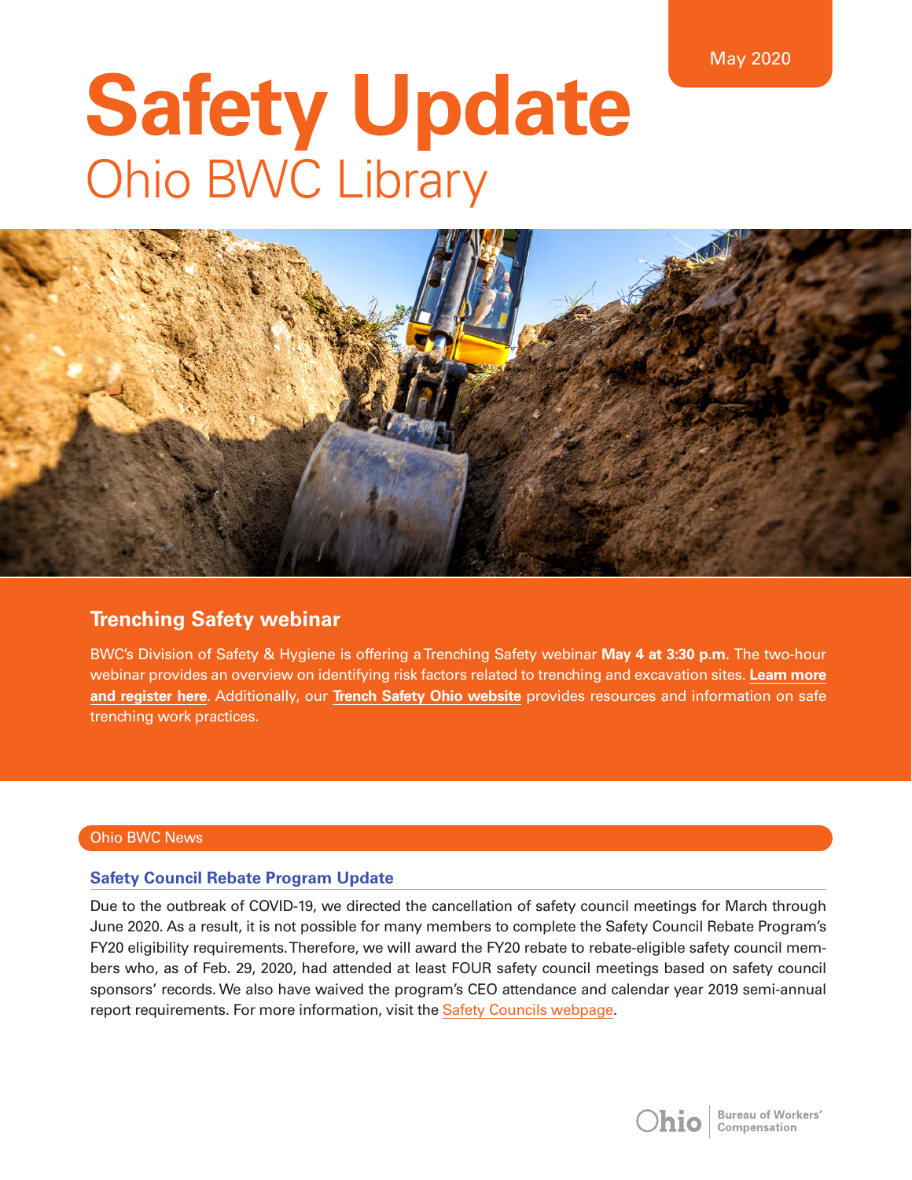May 2020

# Safety Update

## Ohio BWC Library

### Trenching Safety webinar

BWC's Division of Safety & Hygiene is offering a Trenching Safety webinar **May 4 at 3:30 p.m.** The two-hour webinar provides an overview on identifying risk factors related to trenching and excavation sites. **Learn more and register here**. Additionally, our **Trench Safety Ohio website** provides resources and information on safe trenching work practices.

## Ohio BWC News

### Safety Council Rebate Program Update

Due to the outbreak of COVID-19, we directed the cancellation of safety council meetings for March through June 2020. As a result, it is not possible for many members to complete the Safety Council Rebate Program's FY20 eligibility requirements. Therefore, we will award the FY20 rebate to rebate-eligible safety council members who, as of Feb. 29, 2020, had attended at least FOUR safety council meetings based on safety council sponsors' records. We also have waived the program's CEO attendance and calendar year 2019 semi-annual report requirements. For more information, visit the Safety Councils webpage.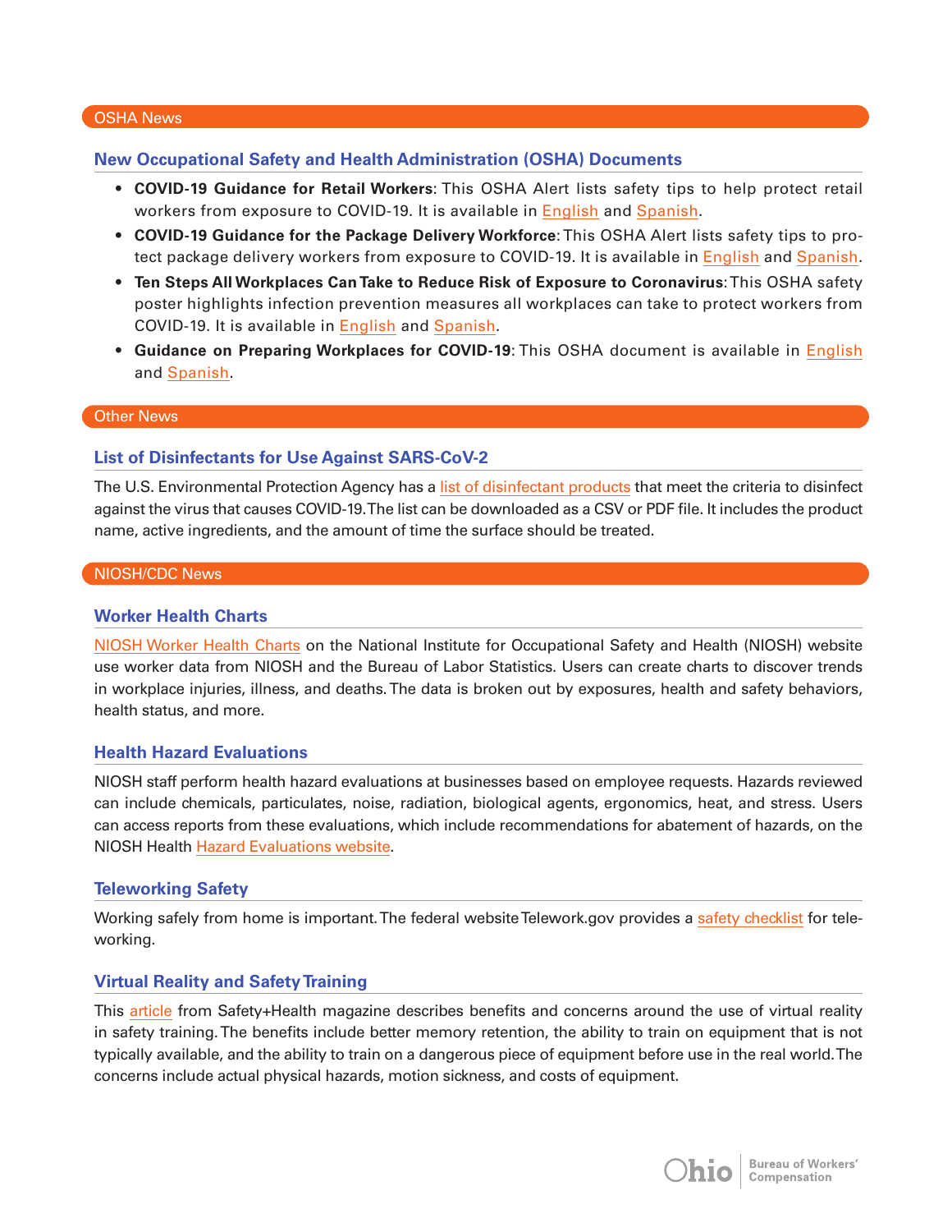## OSHA News

### New Occupational Safety and Health Administration (OSHA) Documents

- **COVID-19 Guidance for Retail Workers**: This OSHA Alert lists safety tips to help protect retail workers from exposure to COVID-19. It is available in English and Spanish.
- **COVID-19 Guidance for the Package Delivery Workforce**: This OSHA Alert lists safety tips to protect package delivery workers from exposure to COVID-19. It is available in English and Spanish.
- **Ten Steps All Workplaces Can Take to Reduce Risk of Exposure to Coronavirus**: This OSHA safety poster highlights infection prevention measures all workplaces can take to protect workers from COVID-19. It is available in English and Spanish.
- **Guidance on Preparing Workplaces for COVID-19**: This OSHA document is available in English and Spanish.

## Other News

### List of Disinfectants for Use Against SARS-CoV-2

The U.S. Environmental Protection Agency has a list of disinfectant products that meet the criteria to disinfect against the virus that causes COVID-19. The list can be downloaded as a CSV or PDF file. It includes the product name, active ingredients, and the amount of time the surface should be treated.

## NIOSH/CDC News

### Worker Health Charts

NIOSH Worker Health Charts on the National Institute for Occupational Safety and Health (NIOSH) website use worker data from NIOSH and the Bureau of Labor Statistics. Users can create charts to discover trends in workplace injuries, illness, and deaths. The data is broken out by exposures, health and safety behaviors, health status, and more.

### Health Hazard Evaluations

NIOSH staff perform health hazard evaluations at businesses based on employee requests. Hazards reviewed can include chemicals, particulates, noise, radiation, biological agents, ergonomics, heat, and stress. Users can access reports from these evaluations, which include recommendations for abatement of hazards, on the NIOSH Health Hazard Evaluations website.

### Teleworking Safety

Working safely from home is important. The federal website Telework.gov provides a safety checklist for teleworking.

### Virtual Reality and Safety Training

This article from Safety+Health magazine describes benefits and concerns around the use of virtual reality in safety training. The benefits include better memory retention, the ability to train on equipment that is not typically available, and the ability to train on a dangerous piece of equipment before use in the real world. The concerns include actual physical hazards, motion sickness, and costs of equipment.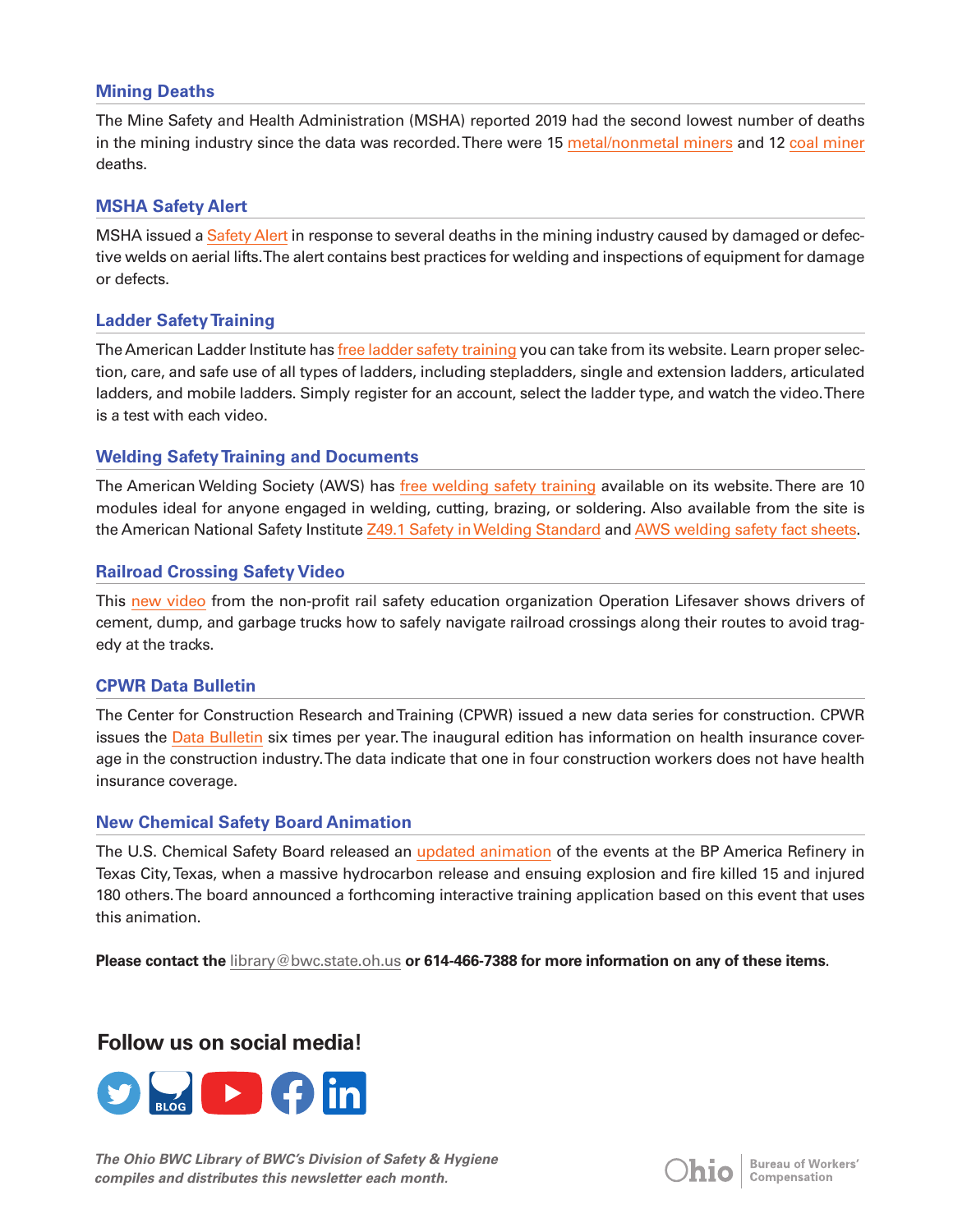## Mining Deaths

The Mine Safety and Health Administration (MSHA) reported 2019 had the second lowest number of deaths in the mining industry since the data was recorded. There were 15 metal/nonmetal miners and 12 coal miner deaths.

## MSHA Safety Alert

MSHA issued a Safety Alert in response to several deaths in the mining industry caused by damaged or defective welds on aerial lifts. The alert contains best practices for welding and inspections of equipment for damage or defects.

## Ladder Safety Training

The American Ladder Institute has free ladder safety training you can take from its website. Learn proper selection, care, and safe use of all types of ladders, including stepladders, single and extension ladders, articulated ladders, and mobile ladders. Simply register for an account, select the ladder type, and watch the video. There is a test with each video.

## Welding Safety Training and Documents

The American Welding Society (AWS) has free welding safety training available on its website. There are 10 modules ideal for anyone engaged in welding, cutting, brazing, or soldering. Also available from the site is the American National Safety Institute Z49.1 Safety in Welding Standard and AWS welding safety fact sheets.

## Railroad Crossing Safety Video

This new video from the non-profit rail safety education organization Operation Lifesaver shows drivers of cement, dump, and garbage trucks how to safely navigate railroad crossings along their routes to avoid tragedy at the tracks.

## CPWR Data Bulletin

The Center for Construction Research and Training (CPWR) issued a new data series for construction. CPWR issues the Data Bulletin six times per year. The inaugural edition has information on health insurance coverage in the construction industry. The data indicate that one in four construction workers does not have health insurance coverage.

## New Chemical Safety Board Animation

The U.S. Chemical Safety Board released an updated animation of the events at the BP America Refinery in Texas City, Texas, when a massive hydrocarbon release and ensuing explosion and fire killed 15 and injured 180 others. The board announced a forthcoming interactive training application based on this event that uses this animation.

**Please contact the** library@bwc.state.oh.us **or 614-466-7388 for more information on any of these items**.

**Follow us on social media!**

***The Ohio BWC Library of BWC's Division of Safety & Hygiene compiles and distributes this newsletter each month.***

Ohio | Bureau of Workers' Compensation